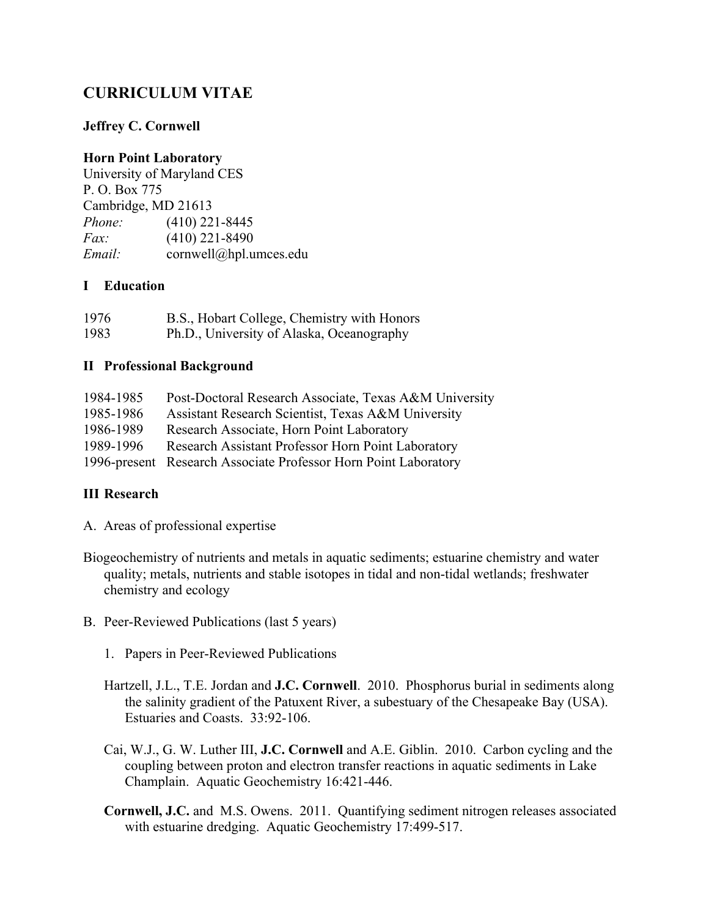# CURRICULUM VITAE

**Jeffrey C. Cornwell**

**Horn Point Laboratory**
University of Maryland CES
P. O. Box 775
Cambridge, MD 21613
*Phone:* (410) 221-8445
*Fax:* (410) 221-8490
*Email:* cornwell@hpl.umces.edu

## I Education

| | |
|---|---|
| 1976 | B.S., Hobart College, Chemistry with Honors |
| 1983 | Ph.D., University of Alaska, Oceanography |

## II Professional Background

| | |
|---|---|
| 1984-1985 | Post-Doctoral Research Associate, Texas A&M University |
| 1985-1986 | Assistant Research Scientist, Texas A&M University |
| 1986-1989 | Research Associate, Horn Point Laboratory |
| 1989-1996 | Research Assistant Professor Horn Point Laboratory |
| 1996-present | Research Associate Professor Horn Point Laboratory |

## III Research

A. Areas of professional expertise

Biogeochemistry of nutrients and metals in aquatic sediments; estuarine chemistry and water quality; metals, nutrients and stable isotopes in tidal and non-tidal wetlands; freshwater chemistry and ecology

B. Peer-Reviewed Publications (last 5 years)

1. Papers in Peer-Reviewed Publications

Hartzell, J.L., T.E. Jordan and **J.C. Cornwell**. 2010. Phosphorus burial in sediments along the salinity gradient of the Patuxent River, a subestuary of the Chesapeake Bay (USA). Estuaries and Coasts. 33:92-106.

Cai, W.J., G. W. Luther III, **J.C. Cornwell** and A.E. Giblin. 2010. Carbon cycling and the coupling between proton and electron transfer reactions in aquatic sediments in Lake Champlain. Aquatic Geochemistry 16:421-446.

**Cornwell, J.C.** and M.S. Owens. 2011. Quantifying sediment nitrogen releases associated with estuarine dredging. Aquatic Geochemistry 17:499-517.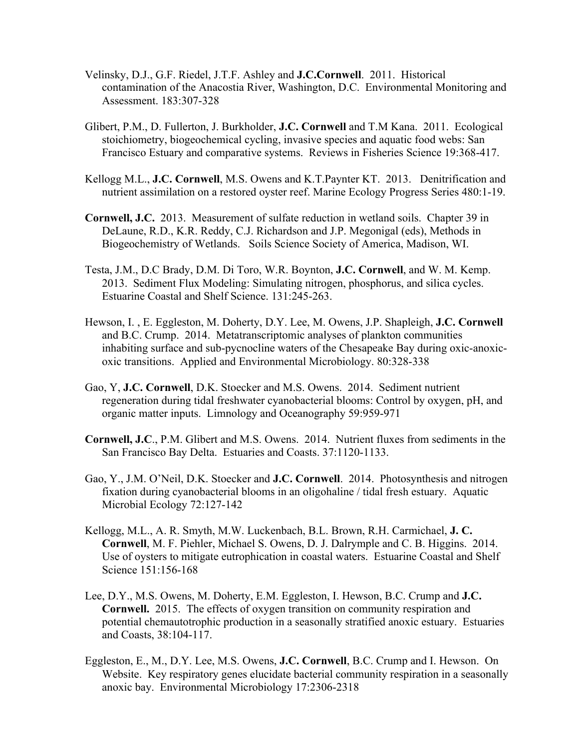Velinsky, D.J., G.F. Riedel, J.T.F. Ashley and **J.C.Cornwell**. 2011. Historical contamination of the Anacostia River, Washington, D.C. Environmental Monitoring and Assessment. 183:307-328

Glibert, P.M., D. Fullerton, J. Burkholder, **J.C. Cornwell** and T.M Kana. 2011. Ecological stoichiometry, biogeochemical cycling, invasive species and aquatic food webs: San Francisco Estuary and comparative systems. Reviews in Fisheries Science 19:368-417.

Kellogg M.L., **J.C. Cornwell**, M.S. Owens and K.T.Paynter KT. 2013. Denitrification and nutrient assimilation on a restored oyster reef. Marine Ecology Progress Series 480:1-19.

**Cornwell, J.C.** 2013. Measurement of sulfate reduction in wetland soils. Chapter 39 in DeLaune, R.D., K.R. Reddy, C.J. Richardson and J.P. Megonigal (eds), Methods in Biogeochemistry of Wetlands. Soils Science Society of America, Madison, WI.

Testa, J.M., D.C Brady, D.M. Di Toro, W.R. Boynton, **J.C. Cornwell**, and W. M. Kemp. 2013. Sediment Flux Modeling: Simulating nitrogen, phosphorus, and silica cycles. Estuarine Coastal and Shelf Science. 131:245-263.

Hewson, I. , E. Eggleston, M. Doherty, D.Y. Lee, M. Owens, J.P. Shapleigh, **J.C. Cornwell** and B.C. Crump. 2014. Metatranscriptomic analyses of plankton communities inhabiting surface and sub-pycnocline waters of the Chesapeake Bay during oxic-anoxic-oxic transitions. Applied and Environmental Microbiology. 80:328-338

Gao, Y, **J.C. Cornwell**, D.K. Stoecker and M.S. Owens. 2014. Sediment nutrient regeneration during tidal freshwater cyanobacterial blooms: Control by oxygen, pH, and organic matter inputs. Limnology and Oceanography 59:959-971

**Cornwell, J.C**., P.M. Glibert and M.S. Owens. 2014. Nutrient fluxes from sediments in the San Francisco Bay Delta. Estuaries and Coasts. 37:1120-1133.

Gao, Y., J.M. O'Neil, D.K. Stoecker and **J.C. Cornwell**. 2014. Photosynthesis and nitrogen fixation during cyanobacterial blooms in an oligohaline / tidal fresh estuary. Aquatic Microbial Ecology 72:127-142

Kellogg, M.L., A. R. Smyth, M.W. Luckenbach, B.L. Brown, R.H. Carmichael, **J. C. Cornwell**, M. F. Piehler, Michael S. Owens, D. J. Dalrymple and C. B. Higgins. 2014. Use of oysters to mitigate eutrophication in coastal waters. Estuarine Coastal and Shelf Science 151:156-168

Lee, D.Y., M.S. Owens, M. Doherty, E.M. Eggleston, I. Hewson, B.C. Crump and **J.C. Cornwell.** 2015. The effects of oxygen transition on community respiration and potential chemautotrophic production in a seasonally stratified anoxic estuary. Estuaries and Coasts, 38:104-117.

Eggleston, E., M., D.Y. Lee, M.S. Owens, **J.C. Cornwell**, B.C. Crump and I. Hewson. On Website. Key respiratory genes elucidate bacterial community respiration in a seasonally anoxic bay. Environmental Microbiology 17:2306-2318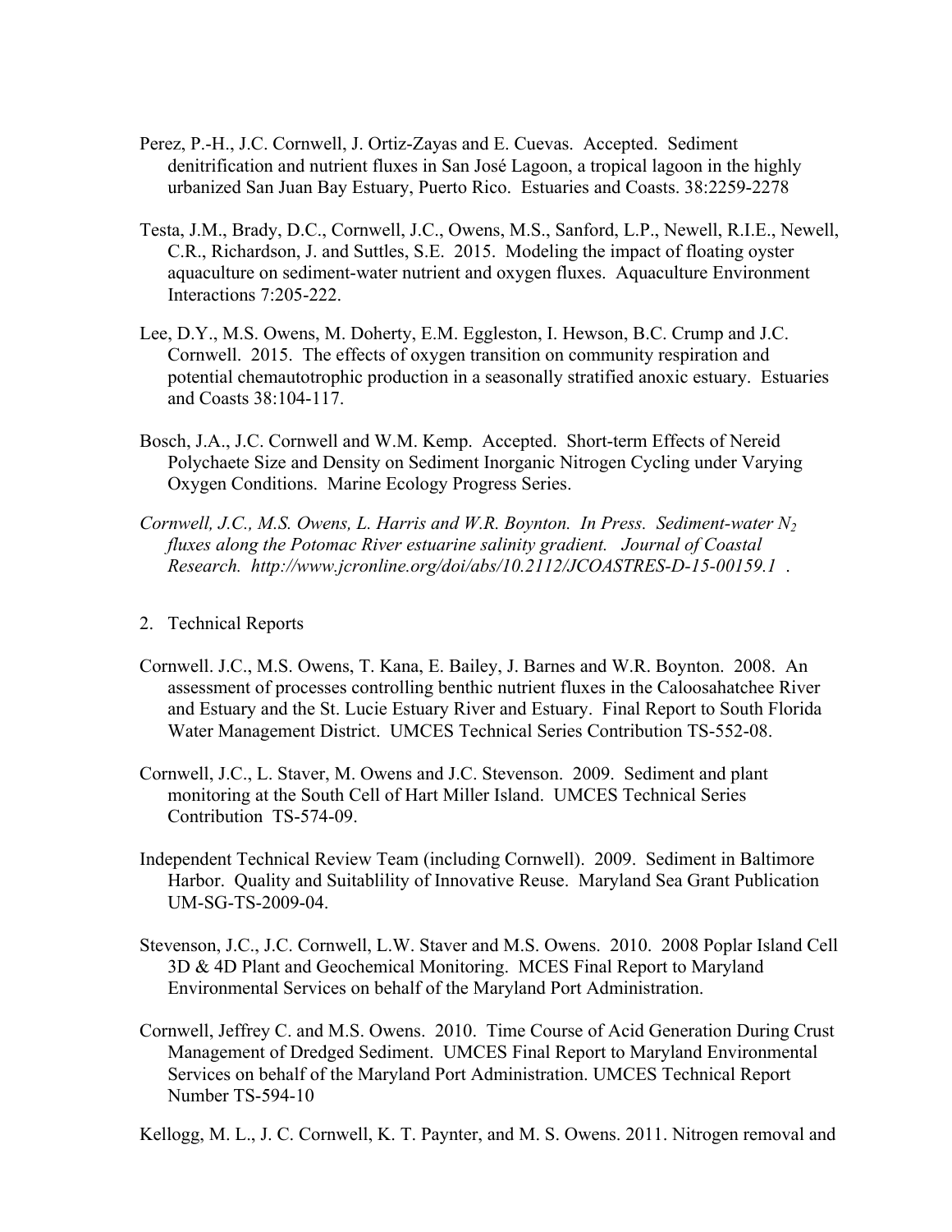Perez, P.-H., J.C. Cornwell, J. Ortiz-Zayas and E. Cuevas. Accepted. Sediment denitrification and nutrient fluxes in San José Lagoon, a tropical lagoon in the highly urbanized San Juan Bay Estuary, Puerto Rico. Estuaries and Coasts. 38:2259-2278

Testa, J.M., Brady, D.C., Cornwell, J.C., Owens, M.S., Sanford, L.P., Newell, R.I.E., Newell, C.R., Richardson, J. and Suttles, S.E. 2015. Modeling the impact of floating oyster aquaculture on sediment-water nutrient and oxygen fluxes. Aquaculture Environment Interactions 7:205-222.

Lee, D.Y., M.S. Owens, M. Doherty, E.M. Eggleston, I. Hewson, B.C. Crump and J.C. Cornwell. 2015. The effects of oxygen transition on community respiration and potential chemautotrophic production in a seasonally stratified anoxic estuary. Estuaries and Coasts 38:104-117.

Bosch, J.A., J.C. Cornwell and W.M. Kemp. Accepted. Short-term Effects of Nereid Polychaete Size and Density on Sediment Inorganic Nitrogen Cycling under Varying Oxygen Conditions. Marine Ecology Progress Series.

*Cornwell, J.C., M.S. Owens, L. Harris and W.R. Boynton. In Press. Sediment-water $N_2$ fluxes along the Potomac River estuarine salinity gradient. Journal of Coastal Research. http://www.jcronline.org/doi/abs/10.2112/JCOASTRES-D-15-00159.1* .

2. Technical Reports

Cornwell. J.C., M.S. Owens, T. Kana, E. Bailey, J. Barnes and W.R. Boynton. 2008. An assessment of processes controlling benthic nutrient fluxes in the Caloosahatchee River and Estuary and the St. Lucie Estuary River and Estuary. Final Report to South Florida Water Management District. UMCES Technical Series Contribution TS-552-08.

Cornwell, J.C., L. Staver, M. Owens and J.C. Stevenson. 2009. Sediment and plant monitoring at the South Cell of Hart Miller Island. UMCES Technical Series Contribution TS-574-09.

Independent Technical Review Team (including Cornwell). 2009. Sediment in Baltimore Harbor. Quality and Suitablility of Innovative Reuse. Maryland Sea Grant Publication UM-SG-TS-2009-04.

Stevenson, J.C., J.C. Cornwell, L.W. Staver and M.S. Owens. 2010. 2008 Poplar Island Cell 3D & 4D Plant and Geochemical Monitoring. MCES Final Report to Maryland Environmental Services on behalf of the Maryland Port Administration.

Cornwell, Jeffrey C. and M.S. Owens. 2010. Time Course of Acid Generation During Crust Management of Dredged Sediment. UMCES Final Report to Maryland Environmental Services on behalf of the Maryland Port Administration. UMCES Technical Report Number TS-594-10

Kellogg, M. L., J. C. Cornwell, K. T. Paynter, and M. S. Owens. 2011. Nitrogen removal and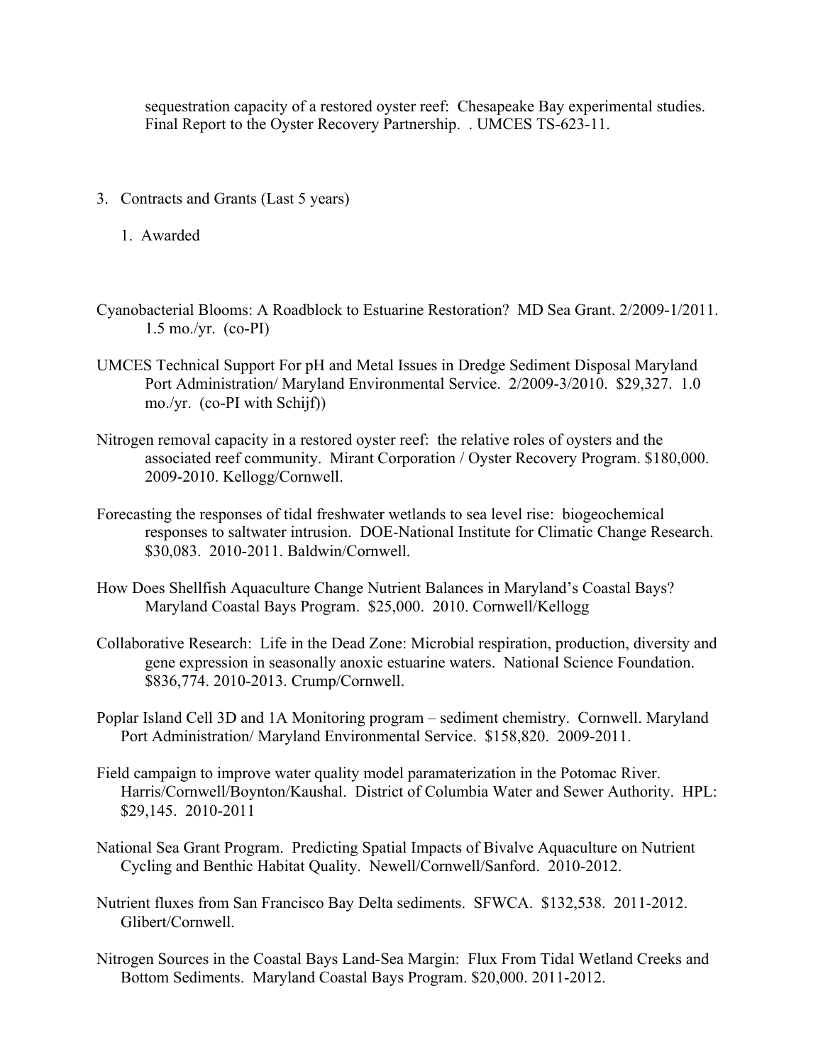sequestration capacity of a restored oyster reef: Chesapeake Bay experimental studies. Final Report to the Oyster Recovery Partnership. . UMCES TS-623-11.

3. Contracts and Grants (Last 5 years)

   1. Awarded

Cyanobacterial Blooms: A Roadblock to Estuarine Restoration? MD Sea Grant. 2/2009-1/2011. 1.5 mo./yr. (co-PI)

UMCES Technical Support For pH and Metal Issues in Dredge Sediment Disposal Maryland Port Administration/ Maryland Environmental Service. 2/2009-3/2010. $29,327. 1.0 mo./yr. (co-PI with Schijf))

Nitrogen removal capacity in a restored oyster reef: the relative roles of oysters and the associated reef community. Mirant Corporation / Oyster Recovery Program. $180,000. 2009-2010. Kellogg/Cornwell.

Forecasting the responses of tidal freshwater wetlands to sea level rise: biogeochemical responses to saltwater intrusion. DOE-National Institute for Climatic Change Research. $30,083. 2010-2011. Baldwin/Cornwell.

How Does Shellfish Aquaculture Change Nutrient Balances in Maryland's Coastal Bays? Maryland Coastal Bays Program. $25,000. 2010. Cornwell/Kellogg

Collaborative Research: Life in the Dead Zone: Microbial respiration, production, diversity and gene expression in seasonally anoxic estuarine waters. National Science Foundation. $836,774. 2010-2013. Crump/Cornwell.

Poplar Island Cell 3D and 1A Monitoring program – sediment chemistry. Cornwell. Maryland Port Administration/ Maryland Environmental Service. $158,820. 2009-2011.

Field campaign to improve water quality model paramaterization in the Potomac River. Harris/Cornwell/Boynton/Kaushal. District of Columbia Water and Sewer Authority. HPL: $29,145. 2010-2011

National Sea Grant Program. Predicting Spatial Impacts of Bivalve Aquaculture on Nutrient Cycling and Benthic Habitat Quality. Newell/Cornwell/Sanford. 2010-2012.

Nutrient fluxes from San Francisco Bay Delta sediments. SFWCA. $132,538. 2011-2012. Glibert/Cornwell.

Nitrogen Sources in the Coastal Bays Land-Sea Margin: Flux From Tidal Wetland Creeks and Bottom Sediments. Maryland Coastal Bays Program. $20,000. 2011-2012.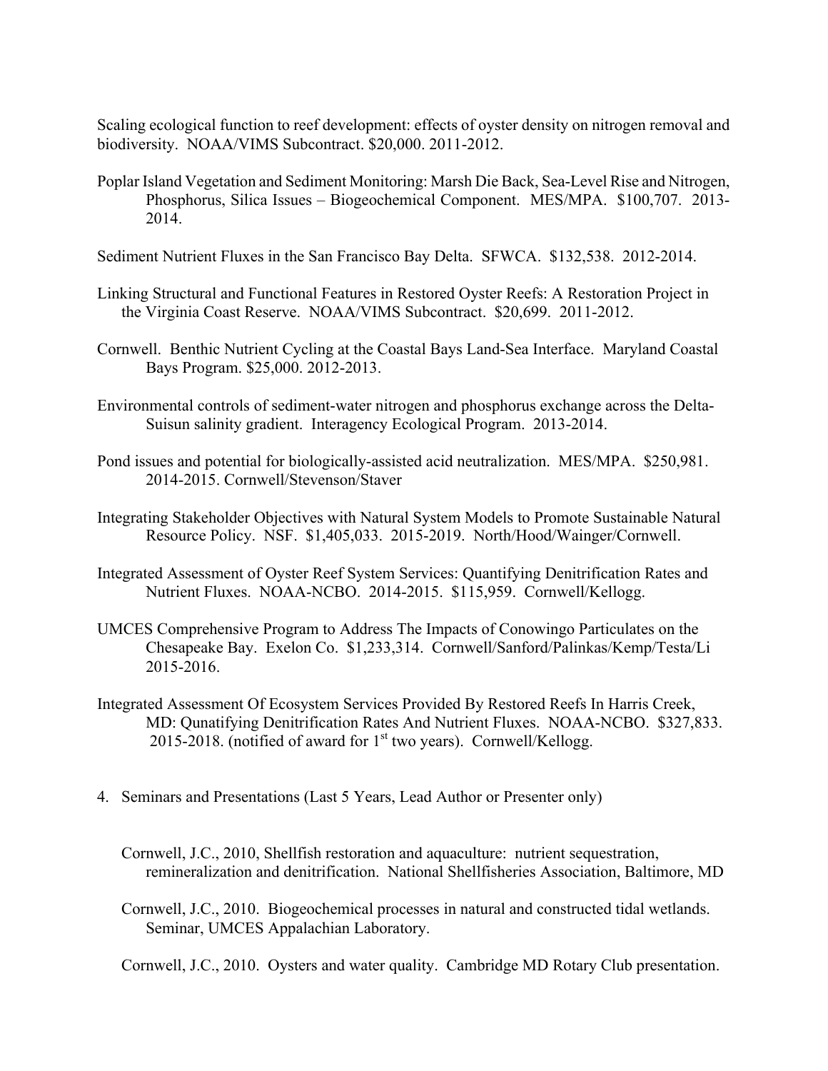Scaling ecological function to reef development: effects of oyster density on nitrogen removal and biodiversity. NOAA/VIMS Subcontract. $20,000. 2011-2012.

Poplar Island Vegetation and Sediment Monitoring: Marsh Die Back, Sea-Level Rise and Nitrogen, Phosphorus, Silica Issues – Biogeochemical Component. MES/MPA. $100,707. 2013-2014.

Sediment Nutrient Fluxes in the San Francisco Bay Delta. SFWCA. $132,538. 2012-2014.

Linking Structural and Functional Features in Restored Oyster Reefs: A Restoration Project in the Virginia Coast Reserve. NOAA/VIMS Subcontract. $20,699. 2011-2012.

Cornwell. Benthic Nutrient Cycling at the Coastal Bays Land-Sea Interface. Maryland Coastal Bays Program. $25,000. 2012-2013.

Environmental controls of sediment-water nitrogen and phosphorus exchange across the Delta-Suisun salinity gradient. Interagency Ecological Program. 2013-2014.

Pond issues and potential for biologically-assisted acid neutralization. MES/MPA. $250,981. 2014-2015. Cornwell/Stevenson/Staver

Integrating Stakeholder Objectives with Natural System Models to Promote Sustainable Natural Resource Policy. NSF. $1,405,033. 2015-2019. North/Hood/Wainger/Cornwell.

Integrated Assessment of Oyster Reef System Services: Quantifying Denitrification Rates and Nutrient Fluxes. NOAA-NCBO. 2014-2015. $115,959. Cornwell/Kellogg.

UMCES Comprehensive Program to Address The Impacts of Conowingo Particulates on the Chesapeake Bay. Exelon Co. $1,233,314. Cornwell/Sanford/Palinkas/Kemp/Testa/Li 2015-2016.

Integrated Assessment Of Ecosystem Services Provided By Restored Reefs In Harris Creek, MD: Qunatifying Denitrification Rates And Nutrient Fluxes. NOAA-NCBO. $327,833. 2015-2018. (notified of award for 1st two years). Cornwell/Kellogg.

4. Seminars and Presentations (Last 5 Years, Lead Author or Presenter only)

Cornwell, J.C., 2010, Shellfish restoration and aquaculture: nutrient sequestration, remineralization and denitrification. National Shellfisheries Association, Baltimore, MD

Cornwell, J.C., 2010. Biogeochemical processes in natural and constructed tidal wetlands. Seminar, UMCES Appalachian Laboratory.

Cornwell, J.C., 2010. Oysters and water quality. Cambridge MD Rotary Club presentation.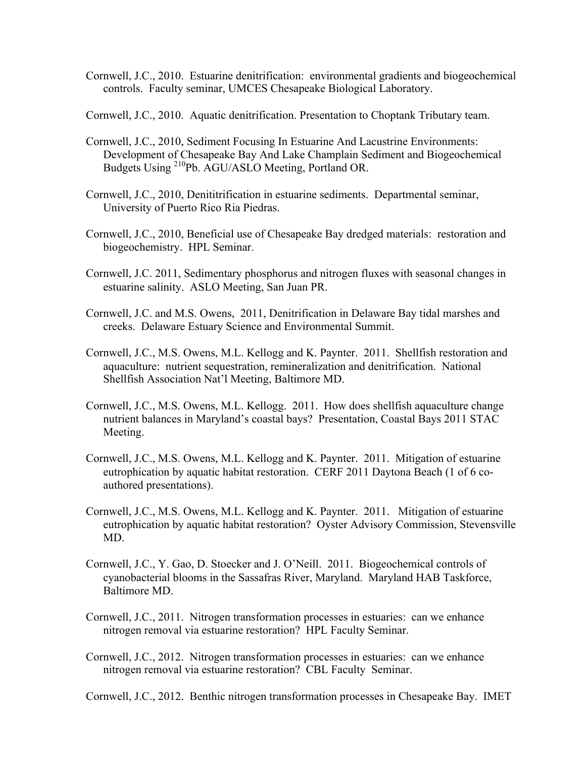Cornwell, J.C., 2010. Estuarine denitrification: environmental gradients and biogeochemical controls. Faculty seminar, UMCES Chesapeake Biological Laboratory.

Cornwell, J.C., 2010. Aquatic denitrification. Presentation to Choptank Tributary team.

Cornwell, J.C., 2010, Sediment Focusing In Estuarine And Lacustrine Environments: Development of Chesapeake Bay And Lake Champlain Sediment and Biogeochemical Budgets Using $^{210}$Pb. AGU/ASLO Meeting, Portland OR.

Cornwell, J.C., 2010, Denititrification in estuarine sediments. Departmental seminar, University of Puerto Rico Ria Piedras.

Cornwell, J.C., 2010, Beneficial use of Chesapeake Bay dredged materials: restoration and biogeochemistry. HPL Seminar.

Cornwell, J.C. 2011, Sedimentary phosphorus and nitrogen fluxes with seasonal changes in estuarine salinity. ASLO Meeting, San Juan PR.

Cornwell, J.C. and M.S. Owens, 2011, Denitrification in Delaware Bay tidal marshes and creeks. Delaware Estuary Science and Environmental Summit.

Cornwell, J.C., M.S. Owens, M.L. Kellogg and K. Paynter. 2011. Shellfish restoration and aquaculture: nutrient sequestration, remineralization and denitrification. National Shellfish Association Nat'l Meeting, Baltimore MD.

Cornwell, J.C., M.S. Owens, M.L. Kellogg. 2011. How does shellfish aquaculture change nutrient balances in Maryland's coastal bays? Presentation, Coastal Bays 2011 STAC Meeting.

Cornwell, J.C., M.S. Owens, M.L. Kellogg and K. Paynter. 2011. Mitigation of estuarine eutrophication by aquatic habitat restoration. CERF 2011 Daytona Beach (1 of 6 co-authored presentations).

Cornwell, J.C., M.S. Owens, M.L. Kellogg and K. Paynter. 2011. Mitigation of estuarine eutrophication by aquatic habitat restoration? Oyster Advisory Commission, Stevensville MD.

Cornwell, J.C., Y. Gao, D. Stoecker and J. O'Neill. 2011. Biogeochemical controls of cyanobacterial blooms in the Sassafras River, Maryland. Maryland HAB Taskforce, Baltimore MD.

Cornwell, J.C., 2011. Nitrogen transformation processes in estuaries: can we enhance nitrogen removal via estuarine restoration? HPL Faculty Seminar.

Cornwell, J.C., 2012. Nitrogen transformation processes in estuaries: can we enhance nitrogen removal via estuarine restoration? CBL Faculty Seminar.

Cornwell, J.C., 2012. Benthic nitrogen transformation processes in Chesapeake Bay. IMET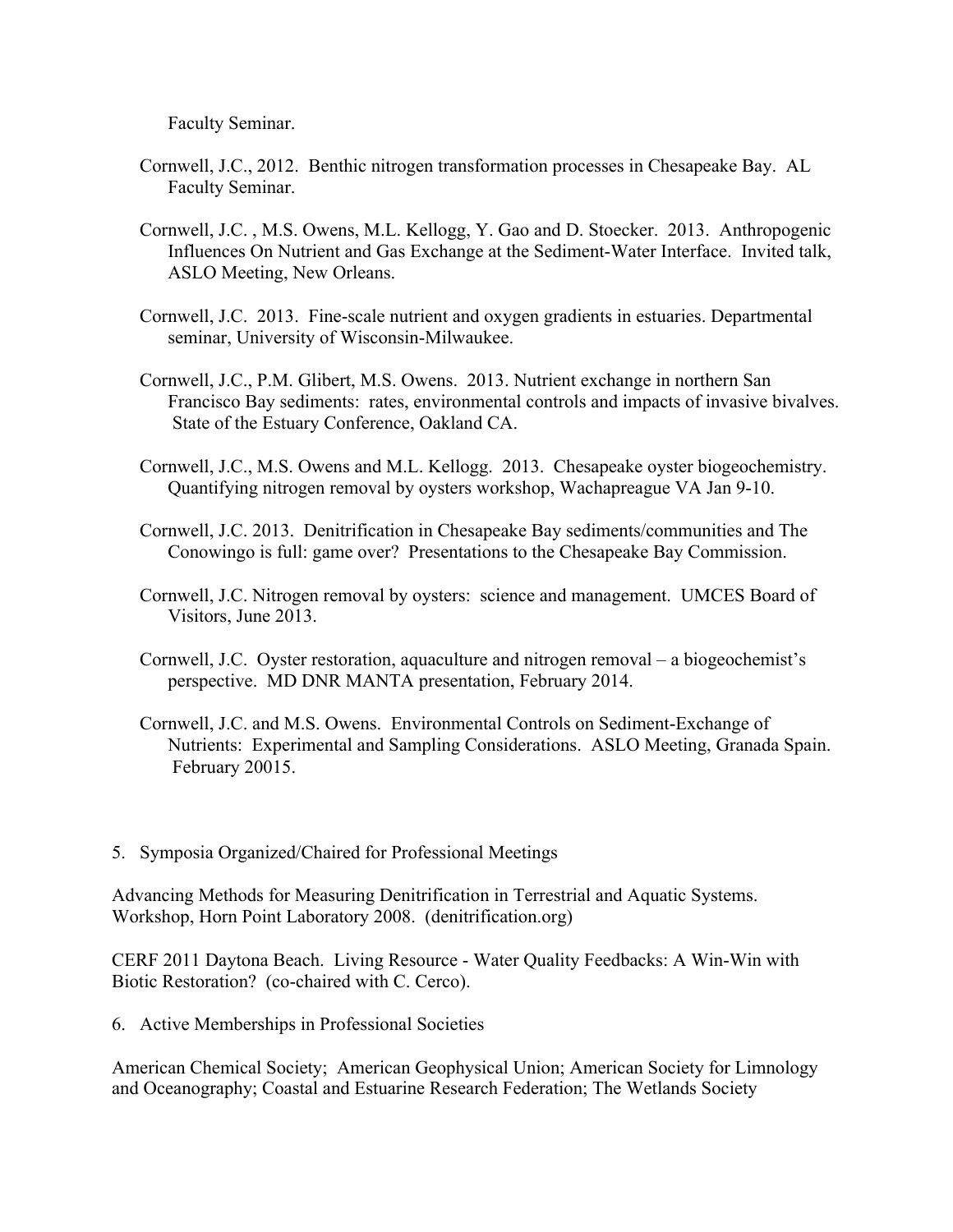Faculty Seminar.

Cornwell, J.C., 2012. Benthic nitrogen transformation processes in Chesapeake Bay. AL Faculty Seminar.

Cornwell, J.C. , M.S. Owens, M.L. Kellogg, Y. Gao and D. Stoecker. 2013. Anthropogenic Influences On Nutrient and Gas Exchange at the Sediment-Water Interface. Invited talk, ASLO Meeting, New Orleans.

Cornwell, J.C. 2013. Fine-scale nutrient and oxygen gradients in estuaries. Departmental seminar, University of Wisconsin-Milwaukee.

Cornwell, J.C., P.M. Glibert, M.S. Owens. 2013. Nutrient exchange in northern San Francisco Bay sediments: rates, environmental controls and impacts of invasive bivalves. State of the Estuary Conference, Oakland CA.

Cornwell, J.C., M.S. Owens and M.L. Kellogg. 2013. Chesapeake oyster biogeochemistry. Quantifying nitrogen removal by oysters workshop, Wachapreague VA Jan 9-10.

Cornwell, J.C. 2013. Denitrification in Chesapeake Bay sediments/communities and The Conowingo is full: game over? Presentations to the Chesapeake Bay Commission.

Cornwell, J.C. Nitrogen removal by oysters: science and management. UMCES Board of Visitors, June 2013.

Cornwell, J.C. Oyster restoration, aquaculture and nitrogen removal – a biogeochemist's perspective. MD DNR MANTA presentation, February 2014.

Cornwell, J.C. and M.S. Owens. Environmental Controls on Sediment-Exchange of Nutrients: Experimental and Sampling Considerations. ASLO Meeting, Granada Spain. February 20015.

5. Symposia Organized/Chaired for Professional Meetings

Advancing Methods for Measuring Denitrification in Terrestrial and Aquatic Systems. Workshop, Horn Point Laboratory 2008. (denitrification.org)

CERF 2011 Daytona Beach. Living Resource - Water Quality Feedbacks: A Win-Win with Biotic Restoration? (co-chaired with C. Cerco).

6. Active Memberships in Professional Societies

American Chemical Society; American Geophysical Union; American Society for Limnology and Oceanography; Coastal and Estuarine Research Federation; The Wetlands Society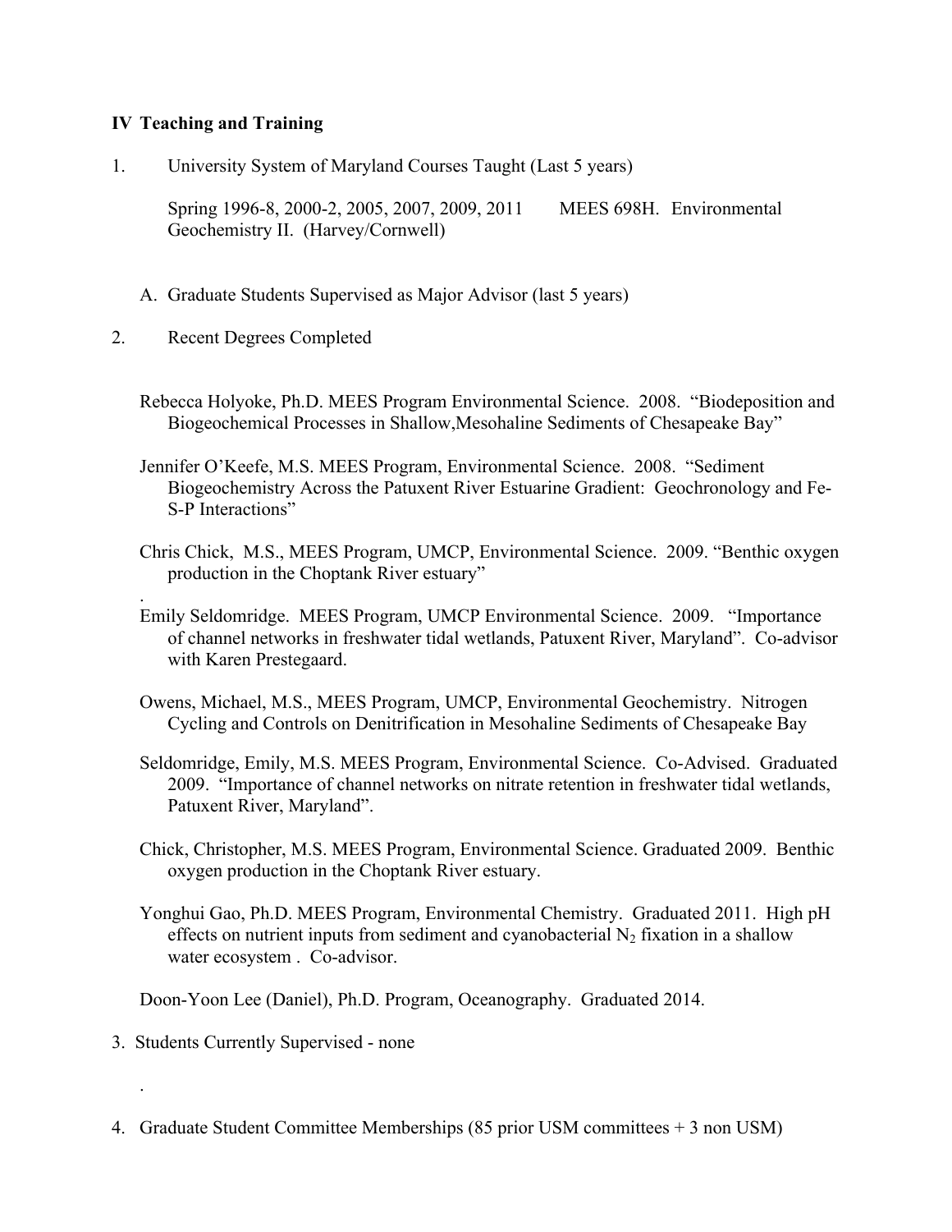**IV Teaching and Training**

1. University System of Maryland Courses Taught (Last 5 years)

   Spring 1996-8, 2000-2, 2005, 2007, 2009, 2011    MEES 698H. Environmental Geochemistry II. (Harvey/Cornwell)

   A. Graduate Students Supervised as Major Advisor (last 5 years)

2. Recent Degrees Completed

   Rebecca Holyoke, Ph.D. MEES Program Environmental Science. 2008. "Biodeposition and Biogeochemical Processes in Shallow,Mesohaline Sediments of Chesapeake Bay"

   Jennifer O'Keefe, M.S. MEES Program, Environmental Science. 2008. "Sediment Biogeochemistry Across the Patuxent River Estuarine Gradient: Geochronology and Fe-S-P Interactions"

   Chris Chick, M.S., MEES Program, UMCP, Environmental Science. 2009. "Benthic oxygen production in the Choptank River estuary"

   .

   Emily Seldomridge. MEES Program, UMCP Environmental Science. 2009. "Importance of channel networks in freshwater tidal wetlands, Patuxent River, Maryland". Co-advisor with Karen Prestegaard.

   Owens, Michael, M.S., MEES Program, UMCP, Environmental Geochemistry. Nitrogen Cycling and Controls on Denitrification in Mesohaline Sediments of Chesapeake Bay

   Seldomridge, Emily, M.S. MEES Program, Environmental Science. Co-Advised. Graduated 2009. "Importance of channel networks on nitrate retention in freshwater tidal wetlands, Patuxent River, Maryland".

   Chick, Christopher, M.S. MEES Program, Environmental Science. Graduated 2009. Benthic oxygen production in the Choptank River estuary.

   Yonghui Gao, Ph.D. MEES Program, Environmental Chemistry. Graduated 2011. High pH effects on nutrient inputs from sediment and cyanobacterial $N_2$ fixation in a shallow water ecosystem . Co-advisor.

   Doon-Yoon Lee (Daniel), Ph.D. Program, Oceanography. Graduated 2014.

3. Students Currently Supervised - none

   .

4. Graduate Student Committee Memberships (85 prior USM committees + 3 non USM)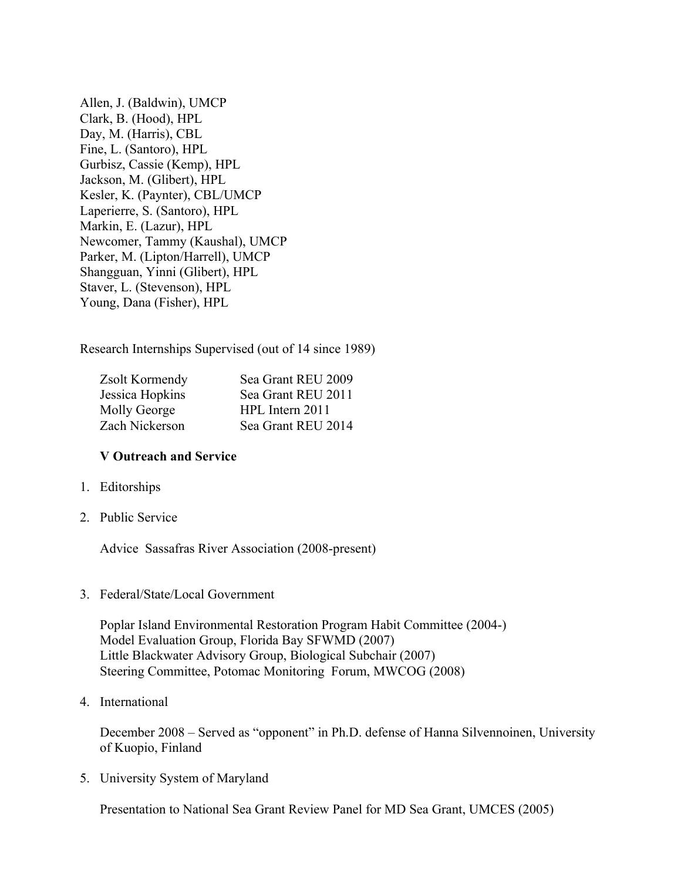Allen, J. (Baldwin), UMCP
Clark, B. (Hood), HPL
Day, M. (Harris), CBL
Fine, L. (Santoro), HPL
Gurbisz, Cassie (Kemp), HPL
Jackson, M. (Glibert), HPL
Kesler, K. (Paynter), CBL/UMCP
Laperierre, S. (Santoro), HPL
Markin, E. (Lazur), HPL
Newcomer, Tammy (Kaushal), UMCP
Parker, M. (Lipton/Harrell), UMCP
Shangguan, Yinni (Glibert), HPL
Staver, L. (Stevenson), HPL
Young, Dana (Fisher), HPL

Research Internships Supervised (out of 14 since 1989)

| | |
|---|---|
| Zsolt Kormendy | Sea Grant REU 2009 |
| Jessica Hopkins | Sea Grant REU 2011 |
| Molly George | HPL Intern 2011 |
| Zach Nickerson | Sea Grant REU 2014 |

**V Outreach and Service**

1. Editorships

2. Public Service

   Advice Sassafras River Association (2008-present)

3. Federal/State/Local Government

   Poplar Island Environmental Restoration Program Habit Committee (2004-)
   Model Evaluation Group, Florida Bay SFWMD (2007)
   Little Blackwater Advisory Group, Biological Subchair (2007)
   Steering Committee, Potomac Monitoring Forum, MWCOG (2008)

4. International

   December 2008 – Served as "opponent" in Ph.D. defense of Hanna Silvennoinen, University of Kuopio, Finland

5. University System of Maryland

   Presentation to National Sea Grant Review Panel for MD Sea Grant, UMCES (2005)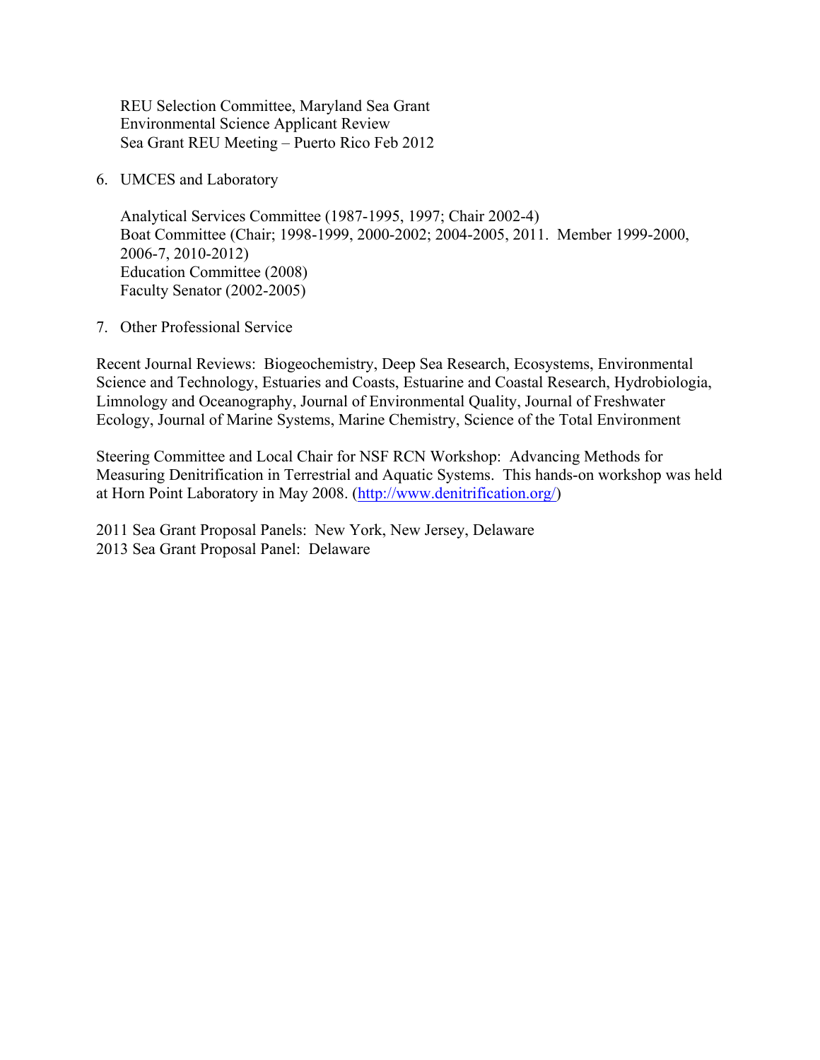REU Selection Committee, Maryland Sea Grant
Environmental Science Applicant Review
Sea Grant REU Meeting – Puerto Rico Feb 2012

6. UMCES and Laboratory

   Analytical Services Committee (1987-1995, 1997; Chair 2002-4)
   Boat Committee (Chair; 1998-1999, 2000-2002; 2004-2005, 2011. Member 1999-2000, 2006-7, 2010-2012)
   Education Committee (2008)
   Faculty Senator (2002-2005)

7. Other Professional Service

Recent Journal Reviews: Biogeochemistry, Deep Sea Research, Ecosystems, Environmental Science and Technology, Estuaries and Coasts, Estuarine and Coastal Research, Hydrobiologia, Limnology and Oceanography, Journal of Environmental Quality, Journal of Freshwater Ecology, Journal of Marine Systems, Marine Chemistry, Science of the Total Environment

Steering Committee and Local Chair for NSF RCN Workshop: Advancing Methods for Measuring Denitrification in Terrestrial and Aquatic Systems. This hands-on workshop was held at Horn Point Laboratory in May 2008. (http://www.denitrification.org/)

2011 Sea Grant Proposal Panels: New York, New Jersey, Delaware
2013 Sea Grant Proposal Panel: Delaware